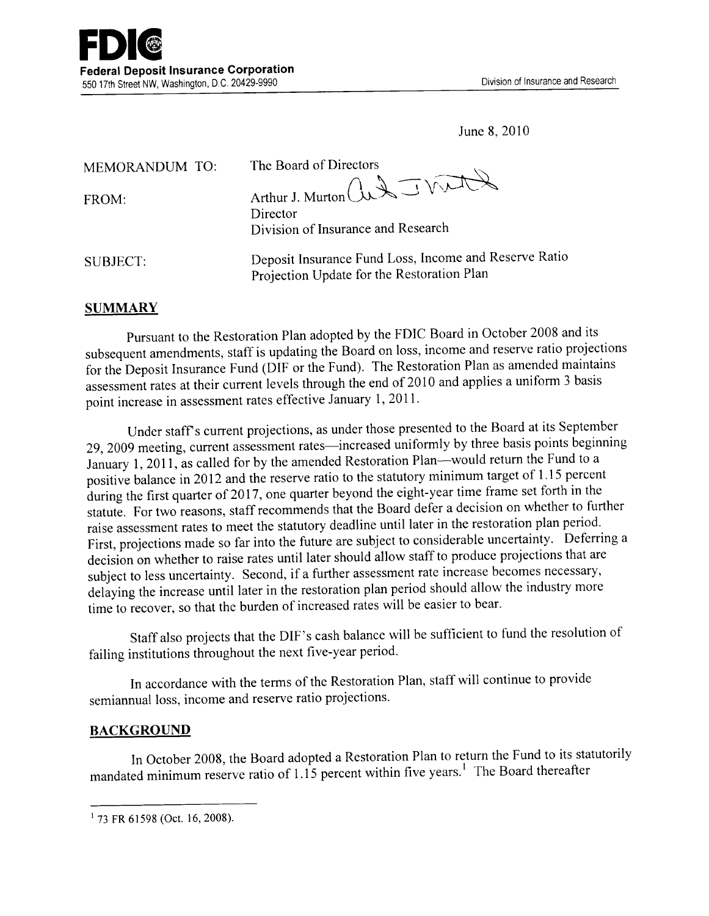**FDIC**

**Federal Deposit Insurance Corporation**

550 17th Street NW, Washington, D.C. 20429-9990

Division of Insurance and Research

June 8, 2010

MEMORANDUM TO: The Board of Directors

FROM: Arthur J. Murton
Director
Division of Insurance and Research

SUBJECT: Deposit Insurance Fund Loss, Income and Reserve Ratio Projection Update for the Restoration Plan

## SUMMARY

Pursuant to the Restoration Plan adopted by the FDIC Board in October 2008 and its subsequent amendments, staff is updating the Board on loss, income and reserve ratio projections for the Deposit Insurance Fund (DIF or the Fund). The Restoration Plan as amended maintains assessment rates at their current levels through the end of 2010 and applies a uniform 3 basis point increase in assessment rates effective January 1, 2011.

Under staff's current projections, as under those presented to the Board at its September 29, 2009 meeting, current assessment rates—increased uniformly by three basis points beginning January 1, 2011, as called for by the amended Restoration Plan—would return the Fund to a positive balance in 2012 and the reserve ratio to the statutory minimum target of 1.15 percent during the first quarter of 2017, one quarter beyond the eight-year time frame set forth in the statute. For two reasons, staff recommends that the Board defer a decision on whether to further raise assessment rates to meet the statutory deadline until later in the restoration plan period. First, projections made so far into the future are subject to considerable uncertainty. Deferring a decision on whether to raise rates until later should allow staff to produce projections that are subject to less uncertainty. Second, if a further assessment rate increase becomes necessary, delaying the increase until later in the restoration plan period should allow the industry more time to recover, so that the burden of increased rates will be easier to bear.

Staff also projects that the DIF's cash balance will be sufficient to fund the resolution of failing institutions throughout the next five-year period.

In accordance with the terms of the Restoration Plan, staff will continue to provide semiannual loss, income and reserve ratio projections.

## BACKGROUND

In October 2008, the Board adopted a Restoration Plan to return the Fund to its statutorily mandated minimum reserve ratio of 1.15 percent within five years.[1] The Board thereafter

[1] 73 FR 61598 (Oct. 16, 2008).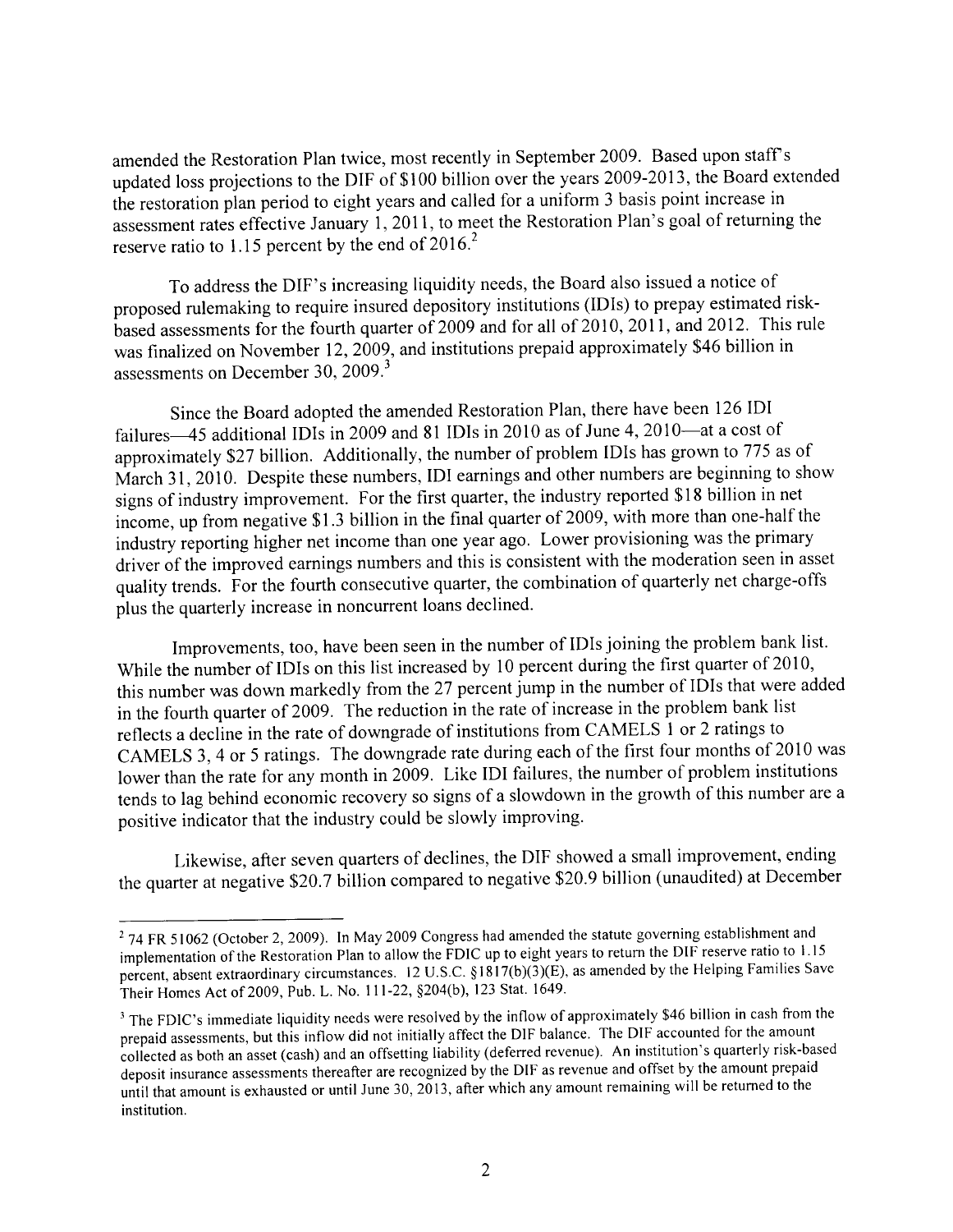amended the Restoration Plan twice, most recently in September 2009. Based upon staff's updated loss projections to the DIF of $100 billion over the years 2009-2013, the Board extended the restoration plan period to eight years and called for a uniform 3 basis point increase in assessment rates effective January 1, 2011, to meet the Restoration Plan's goal of returning the reserve ratio to 1.15 percent by the end of 2016.[2]

To address the DIF's increasing liquidity needs, the Board also issued a notice of proposed rulemaking to require insured depository institutions (IDIs) to prepay estimated risk-based assessments for the fourth quarter of 2009 and for all of 2010, 2011, and 2012. This rule was finalized on November 12, 2009, and institutions prepaid approximately $46 billion in assessments on December 30, 2009.[3]

Since the Board adopted the amended Restoration Plan, there have been 126 IDI failures—45 additional IDIs in 2009 and 81 IDIs in 2010 as of June 4, 2010—at a cost of approximately $27 billion. Additionally, the number of problem IDIs has grown to 775 as of March 31, 2010. Despite these numbers, IDI earnings and other numbers are beginning to show signs of industry improvement. For the first quarter, the industry reported $18 billion in net income, up from negative $1.3 billion in the final quarter of 2009, with more than one-half the industry reporting higher net income than one year ago. Lower provisioning was the primary driver of the improved earnings numbers and this is consistent with the moderation seen in asset quality trends. For the fourth consecutive quarter, the combination of quarterly net charge-offs plus the quarterly increase in noncurrent loans declined.

Improvements, too, have been seen in the number of IDIs joining the problem bank list. While the number of IDIs on this list increased by 10 percent during the first quarter of 2010, this number was down markedly from the 27 percent jump in the number of IDIs that were added in the fourth quarter of 2009. The reduction in the rate of increase in the problem bank list reflects a decline in the rate of downgrade of institutions from CAMELS 1 or 2 ratings to CAMELS 3, 4 or 5 ratings. The downgrade rate during each of the first four months of 2010 was lower than the rate for any month in 2009. Like IDI failures, the number of problem institutions tends to lag behind economic recovery so signs of a slowdown in the growth of this number are a positive indicator that the industry could be slowly improving.

Likewise, after seven quarters of declines, the DIF showed a small improvement, ending the quarter at negative $20.7 billion compared to negative $20.9 billion (unaudited) at December

---

[2] 74 FR 51062 (October 2, 2009). In May 2009 Congress had amended the statute governing establishment and implementation of the Restoration Plan to allow the FDIC up to eight years to return the DIF reserve ratio to 1.15 percent, absent extraordinary circumstances. 12 U.S.C. §1817(b)(3)(E), as amended by the Helping Families Save Their Homes Act of 2009, Pub. L. No. 111-22, §204(b), 123 Stat. 1649.

[3] The FDIC's immediate liquidity needs were resolved by the inflow of approximately $46 billion in cash from the prepaid assessments, but this inflow did not initially affect the DIF balance. The DIF accounted for the amount collected as both an asset (cash) and an offsetting liability (deferred revenue). An institution's quarterly risk-based deposit insurance assessments thereafter are recognized by the DIF as revenue and offset by the amount prepaid until that amount is exhausted or until June 30, 2013, after which any amount remaining will be returned to the institution.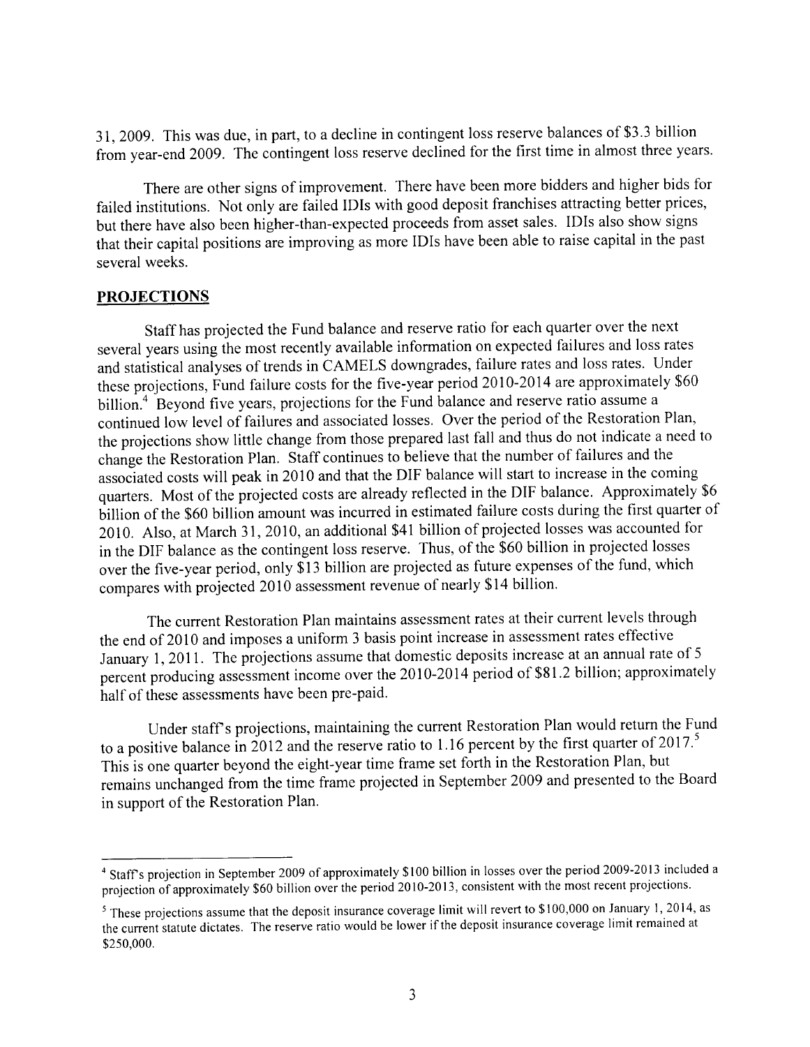31, 2009. This was due, in part, to a decline in contingent loss reserve balances of $3.3 billion from year-end 2009. The contingent loss reserve declined for the first time in almost three years.

There are other signs of improvement. There have been more bidders and higher bids for failed institutions. Not only are failed IDIs with good deposit franchises attracting better prices, but there have also been higher-than-expected proceeds from asset sales. IDIs also show signs that their capital positions are improving as more IDIs have been able to raise capital in the past several weeks.

## PROJECTIONS

Staff has projected the Fund balance and reserve ratio for each quarter over the next several years using the most recently available information on expected failures and loss rates and statistical analyses of trends in CAMELS downgrades, failure rates and loss rates. Under these projections, Fund failure costs for the five-year period 2010-2014 are approximately $60 billion.[4] Beyond five years, projections for the Fund balance and reserve ratio assume a continued low level of failures and associated losses. Over the period of the Restoration Plan, the projections show little change from those prepared last fall and thus do not indicate a need to change the Restoration Plan. Staff continues to believe that the number of failures and the associated costs will peak in 2010 and that the DIF balance will start to increase in the coming quarters. Most of the projected costs are already reflected in the DIF balance. Approximately $6 billion of the $60 billion amount was incurred in estimated failure costs during the first quarter of 2010. Also, at March 31, 2010, an additional $41 billion of projected losses was accounted for in the DIF balance as the contingent loss reserve. Thus, of the $60 billion in projected losses over the five-year period, only $13 billion are projected as future expenses of the fund, which compares with projected 2010 assessment revenue of nearly $14 billion.

The current Restoration Plan maintains assessment rates at their current levels through the end of 2010 and imposes a uniform 3 basis point increase in assessment rates effective January 1, 2011. The projections assume that domestic deposits increase at an annual rate of 5 percent producing assessment income over the 2010-2014 period of $81.2 billion; approximately half of these assessments have been pre-paid.

Under staff's projections, maintaining the current Restoration Plan would return the Fund to a positive balance in 2012 and the reserve ratio to 1.16 percent by the first quarter of 2017.[5] This is one quarter beyond the eight-year time frame set forth in the Restoration Plan, but remains unchanged from the time frame projected in September 2009 and presented to the Board in support of the Restoration Plan.

---

[4] Staff's projection in September 2009 of approximately $100 billion in losses over the period 2009-2013 included a projection of approximately $60 billion over the period 2010-2013, consistent with the most recent projections.

[5] These projections assume that the deposit insurance coverage limit will revert to $100,000 on January 1, 2014, as the current statute dictates. The reserve ratio would be lower if the deposit insurance coverage limit remained at $250,000.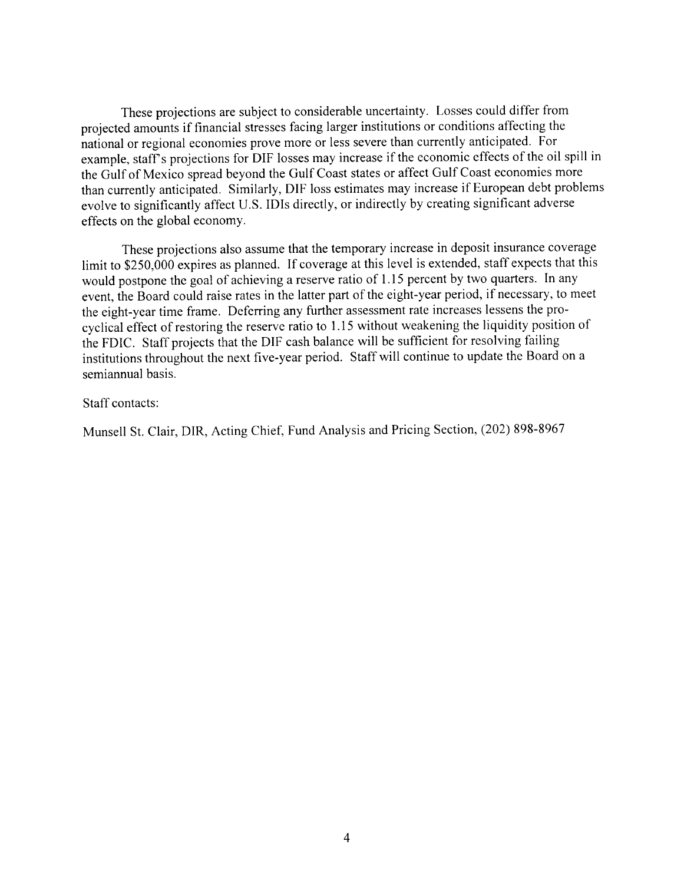These projections are subject to considerable uncertainty. Losses could differ from projected amounts if financial stresses facing larger institutions or conditions affecting the national or regional economies prove more or less severe than currently anticipated. For example, staff's projections for DIF losses may increase if the economic effects of the oil spill in the Gulf of Mexico spread beyond the Gulf Coast states or affect Gulf Coast economies more than currently anticipated. Similarly, DIF loss estimates may increase if European debt problems evolve to significantly affect U.S. IDIs directly, or indirectly by creating significant adverse effects on the global economy.

These projections also assume that the temporary increase in deposit insurance coverage limit to $250,000 expires as planned. If coverage at this level is extended, staff expects that this would postpone the goal of achieving a reserve ratio of 1.15 percent by two quarters. In any event, the Board could raise rates in the latter part of the eight-year period, if necessary, to meet the eight-year time frame. Deferring any further assessment rate increases lessens the pro-cyclical effect of restoring the reserve ratio to 1.15 without weakening the liquidity position of the FDIC. Staff projects that the DIF cash balance will be sufficient for resolving failing institutions throughout the next five-year period. Staff will continue to update the Board on a semiannual basis.

Staff contacts:

Munsell St. Clair, DIR, Acting Chief, Fund Analysis and Pricing Section, (202) 898-8967